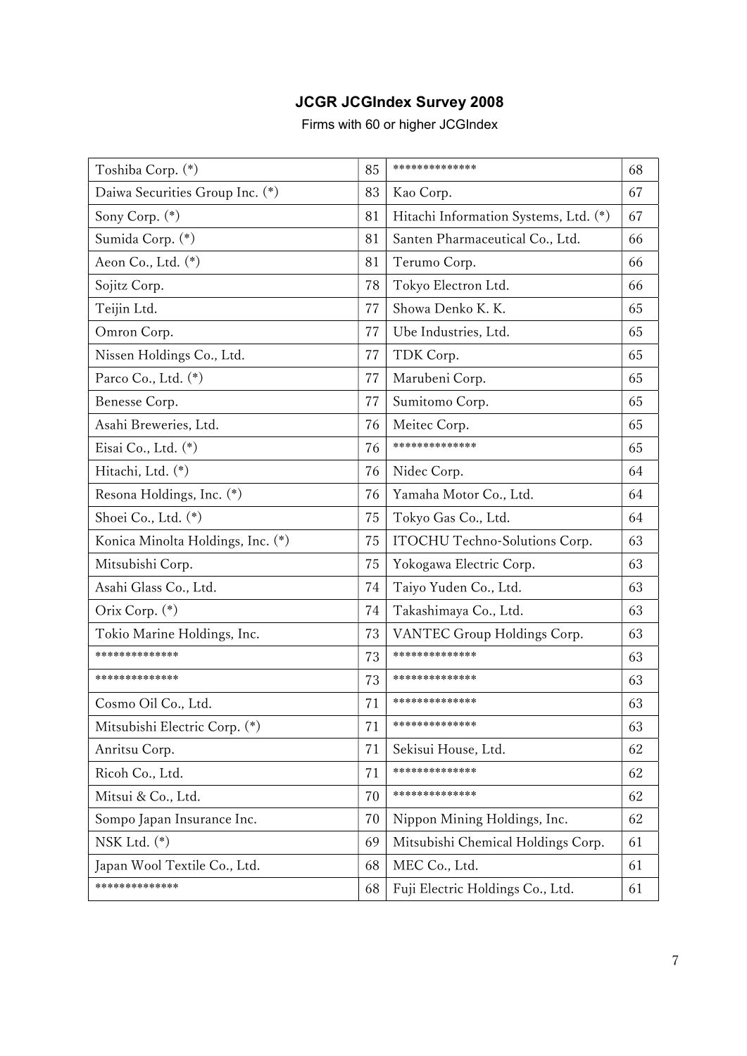## JCGR JCGIndex Survey 2008

Firms with 60 or higher JCGIndex

| | | | |
|---|---|---|---|
| Toshiba Corp. (*) | 85 | ************** | 68 |
| Daiwa Securities Group Inc. (*) | 83 | Kao Corp. | 67 |
| Sony Corp. (*) | 81 | Hitachi Information Systems, Ltd. (*) | 67 |
| Sumida Corp. (*) | 81 | Santen Pharmaceutical Co., Ltd. | 66 |
| Aeon Co., Ltd. (*) | 81 | Terumo Corp. | 66 |
| Sojitz Corp. | 78 | Tokyo Electron Ltd. | 66 |
| Teijin Ltd. | 77 | Showa Denko K. K. | 65 |
| Omron Corp. | 77 | Ube Industries, Ltd. | 65 |
| Nissen Holdings Co., Ltd. | 77 | TDK Corp. | 65 |
| Parco Co., Ltd. (*) | 77 | Marubeni Corp. | 65 |
| Benesse Corp. | 77 | Sumitomo Corp. | 65 |
| Asahi Breweries, Ltd. | 76 | Meitec Corp. | 65 |
| Eisai Co., Ltd. (*) | 76 | ************** | 65 |
| Hitachi, Ltd. (*) | 76 | Nidec Corp. | 64 |
| Resona Holdings, Inc. (*) | 76 | Yamaha Motor Co., Ltd. | 64 |
| Shoei Co., Ltd. (*) | 75 | Tokyo Gas Co., Ltd. | 64 |
| Konica Minolta Holdings, Inc. (*) | 75 | ITOCHU Techno-Solutions Corp. | 63 |
| Mitsubishi Corp. | 75 | Yokogawa Electric Corp. | 63 |
| Asahi Glass Co., Ltd. | 74 | Taiyo Yuden Co., Ltd. | 63 |
| Orix Corp. (*) | 74 | Takashimaya Co., Ltd. | 63 |
| Tokio Marine Holdings, Inc. | 73 | VANTEC Group Holdings Corp. | 63 |
| ************** | 73 | ************** | 63 |
| ************** | 73 | ************** | 63 |
| Cosmo Oil Co., Ltd. | 71 | ************** | 63 |
| Mitsubishi Electric Corp. (*) | 71 | ************** | 63 |
| Anritsu Corp. | 71 | Sekisui House, Ltd. | 62 |
| Ricoh Co., Ltd. | 71 | ************** | 62 |
| Mitsui & Co., Ltd. | 70 | ************** | 62 |
| Sompo Japan Insurance Inc. | 70 | Nippon Mining Holdings, Inc. | 62 |
| NSK Ltd. (*) | 69 | Mitsubishi Chemical Holdings Corp. | 61 |
| Japan Wool Textile Co., Ltd. | 68 | MEC Co., Ltd. | 61 |
| ************** | 68 | Fuji Electric Holdings Co., Ltd. | 61 |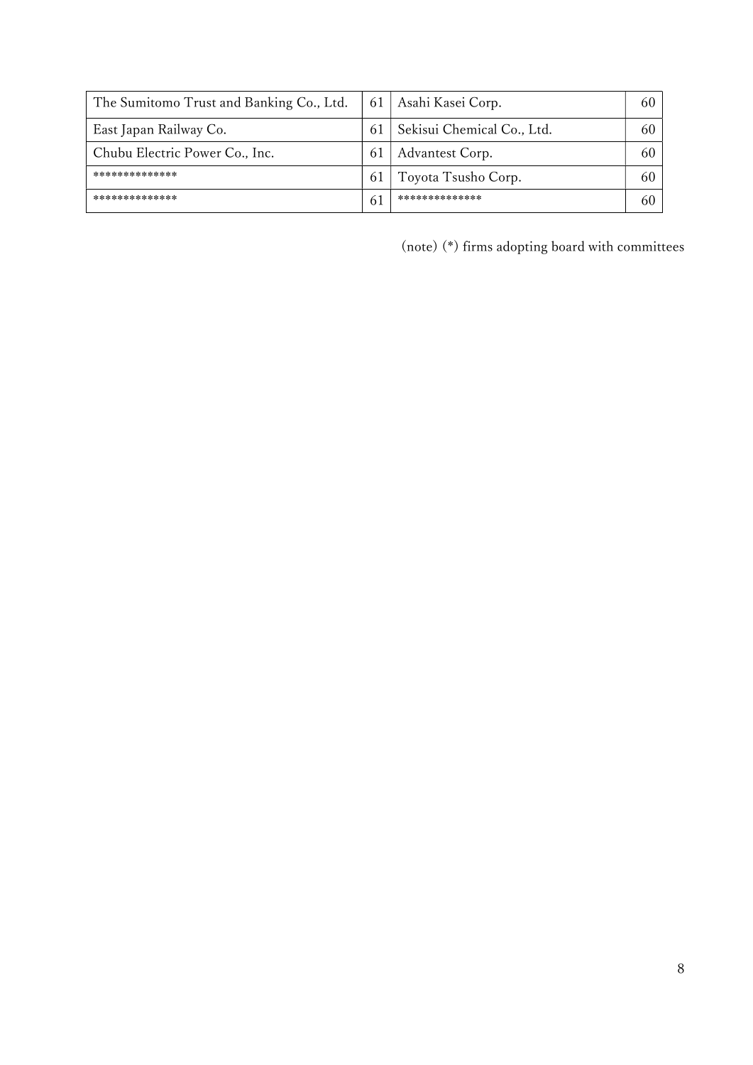| | | | |
|---|---|---|---|
| The Sumitomo Trust and Banking Co., Ltd. | 61 | Asahi Kasei Corp. | 60 |
| East Japan Railway Co. | 61 | Sekisui Chemical Co., Ltd. | 60 |
| Chubu Electric Power Co., Inc. | 61 | Advantest Corp. | 60 |
| ************** | 61 | Toyota Tsusho Corp. | 60 |
| ************** | 61 | ************** | 60 |

(note) (*) firms adopting board with committees